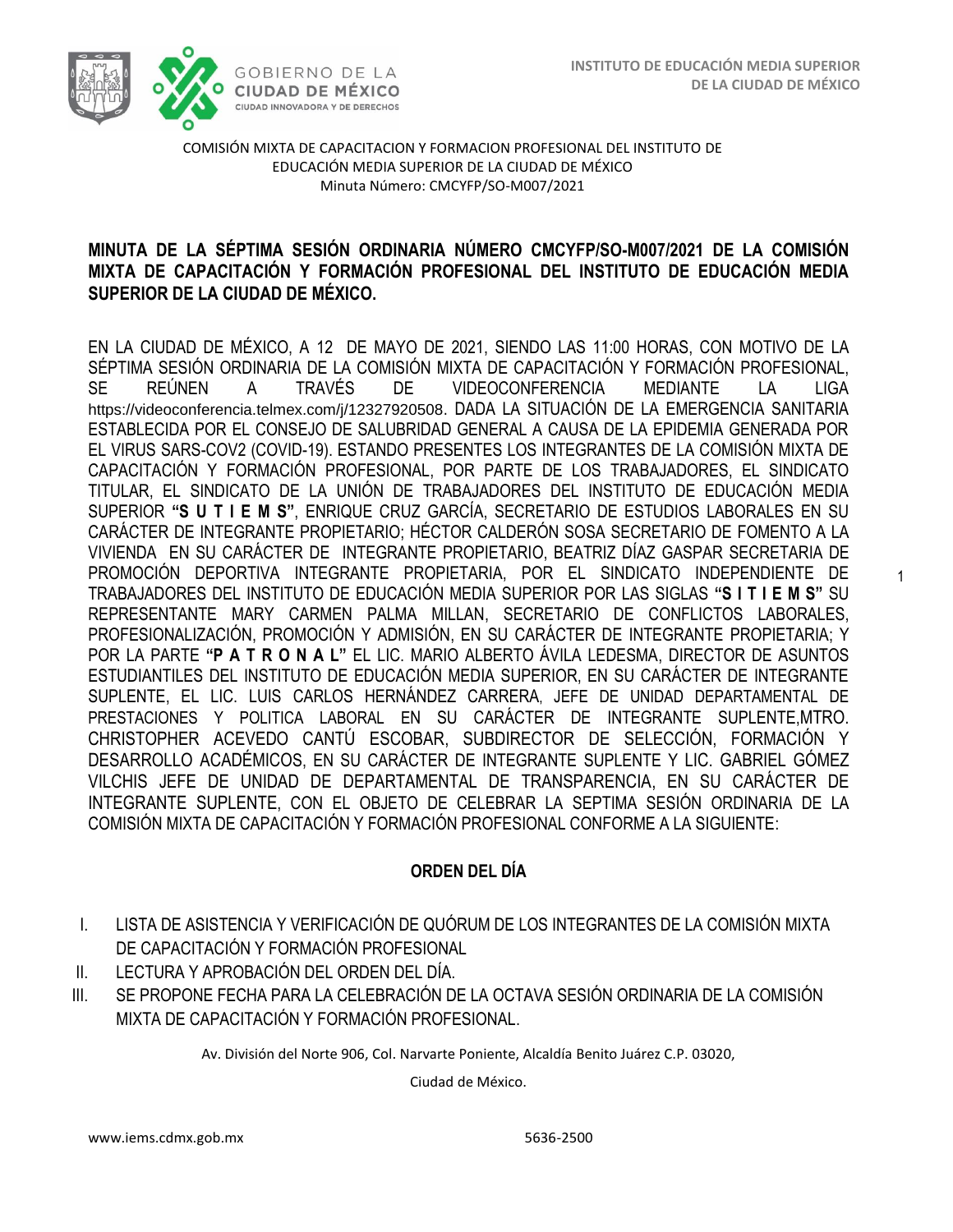COMISIÓN MIXTA DE CAPACITACION Y FORMACION PROFESIONAL DEL INSTITUTO DE EDUCACIÓN MEDIA SUPERIOR DE LA CIUDAD DE MÉXICO
Minuta Número: CMCYFP/SO-M007/2021

**MINUTA DE LA SÉPTIMA SESIÓN ORDINARIA NÚMERO CMCYFP/SO-M007/2021 DE LA COMISIÓN MIXTA DE CAPACITACIÓN Y FORMACIÓN PROFESIONAL DEL INSTITUTO DE EDUCACIÓN MEDIA SUPERIOR DE LA CIUDAD DE MÉXICO.**

EN LA CIUDAD DE MÉXICO, A 12 DE MAYO DE 2021, SIENDO LAS 11:00 HORAS, CON MOTIVO DE LA SÉPTIMA SESIÓN ORDINARIA DE LA COMISIÓN MIXTA DE CAPACITACIÓN Y FORMACIÓN PROFESIONAL, SE REÚNEN A TRAVÉS DE VIDEOCONFERENCIA MEDIANTE LA LIGA https://videoconferencia.telmex.com/j/12327920508. DADA LA SITUACIÓN DE LA EMERGENCIA SANITARIA ESTABLECIDA POR EL CONSEJO DE SALUBRIDAD GENERAL A CAUSA DE LA EPIDEMIA GENERADA POR EL VIRUS SARS-COV2 (COVID-19). ESTANDO PRESENTES LOS INTEGRANTES DE LA COMISIÓN MIXTA DE CAPACITACIÓN Y FORMACIÓN PROFESIONAL, POR PARTE DE LOS TRABAJADORES, EL SINDICATO TITULAR, EL SINDICATO DE LA UNIÓN DE TRABAJADORES DEL INSTITUTO DE EDUCACIÓN MEDIA SUPERIOR **"S U T I E M S"**, ENRIQUE CRUZ GARCÍA, SECRETARIO DE ESTUDIOS LABORALES EN SU CARÁCTER DE INTEGRANTE PROPIETARIO; HÉCTOR CALDERÓN SOSA SECRETARIO DE FOMENTO A LA VIVIENDA EN SU CARÁCTER DE INTEGRANTE PROPIETARIO, BEATRIZ DÍAZ GASPAR SECRETARIA DE PROMOCIÓN DEPORTIVA INTEGRANTE PROPIETARIA, POR EL SINDICATO INDEPENDIENTE DE TRABAJADORES DEL INSTITUTO DE EDUCACIÓN MEDIA SUPERIOR POR LAS SIGLAS **"S I T I E M S"** SU REPRESENTANTE MARY CARMEN PALMA MILLAN, SECRETARIO DE CONFLICTOS LABORALES, PROFESIONALIZACIÓN, PROMOCIÓN Y ADMISIÓN, EN SU CARÁCTER DE INTEGRANTE PROPIETARIA; Y POR LA PARTE **"P A T R O N A L"** EL LIC. MARIO ALBERTO ÁVILA LEDESMA, DIRECTOR DE ASUNTOS ESTUDIANTILES DEL INSTITUTO DE EDUCACIÓN MEDIA SUPERIOR, EN SU CARÁCTER DE INTEGRANTE SUPLENTE, EL LIC. LUIS CARLOS HERNÁNDEZ CARRERA, JEFE DE UNIDAD DEPARTAMENTAL DE PRESTACIONES Y POLITICA LABORAL EN SU CARÁCTER DE INTEGRANTE SUPLENTE,MTRO. CHRISTOPHER ACEVEDO CANTÚ ESCOBAR, SUBDIRECTOR DE SELECCIÓN, FORMACIÓN Y DESARROLLO ACADÉMICOS, EN SU CARÁCTER DE INTEGRANTE SUPLENTE Y LIC. GABRIEL GÓMEZ VILCHIS JEFE DE UNIDAD DE DEPARTAMENTAL DE TRANSPARENCIA, EN SU CARÁCTER DE INTEGRANTE SUPLENTE, CON EL OBJETO DE CELEBRAR LA SEPTIMA SESIÓN ORDINARIA DE LA COMISIÓN MIXTA DE CAPACITACIÓN Y FORMACIÓN PROFESIONAL CONFORME A LA SIGUIENTE:

## ORDEN DEL DÍA

I. LISTA DE ASISTENCIA Y VERIFICACIÓN DE QUÓRUM DE LOS INTEGRANTES DE LA COMISIÓN MIXTA DE CAPACITACIÓN Y FORMACIÓN PROFESIONAL
II. LECTURA Y APROBACIÓN DEL ORDEN DEL DÍA.
III. SE PROPONE FECHA PARA LA CELEBRACIÓN DE LA OCTAVA SESIÓN ORDINARIA DE LA COMISIÓN MIXTA DE CAPACITACIÓN Y FORMACIÓN PROFESIONAL.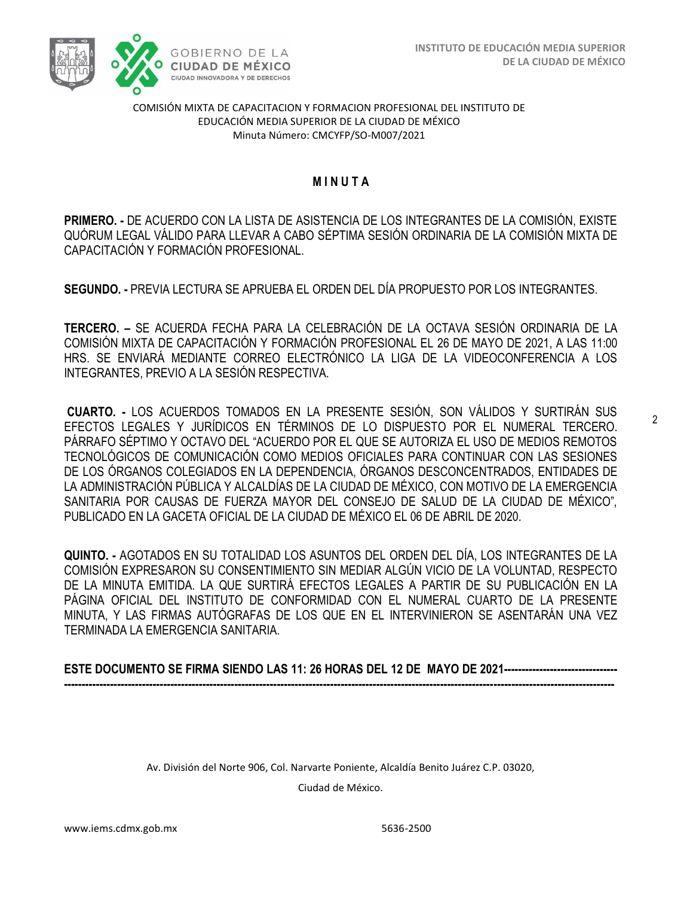COMISIÓN MIXTA DE CAPACITACION Y FORMACION PROFESIONAL DEL INSTITUTO DE EDUCACIÓN MEDIA SUPERIOR DE LA CIUDAD DE MÉXICO
Minuta Número: CMCYFP/SO-M007/2021

# M I N U T A

**PRIMERO. -** DE ACUERDO CON LA LISTA DE ASISTENCIA DE LOS INTEGRANTES DE LA COMISIÓN, EXISTE QUÓRUM LEGAL VÁLIDO PARA LLEVAR A CABO SÉPTIMA SESIÓN ORDINARIA DE LA COMISIÓN MIXTA DE CAPACITACIÓN Y FORMACIÓN PROFESIONAL.

**SEGUNDO. -** PREVIA LECTURA SE APRUEBA EL ORDEN DEL DÍA PROPUESTO POR LOS INTEGRANTES.

**TERCERO. –** SE ACUERDA FECHA PARA LA CELEBRACIÓN DE LA OCTAVA SESIÓN ORDINARIA DE LA COMISIÓN MIXTA DE CAPACITACIÓN Y FORMACIÓN PROFESIONAL EL 26 DE MAYO DE 2021, A LAS 11:00 HRS. SE ENVIARÁ MEDIANTE CORREO ELECTRÓNICO LA LIGA DE LA VIDEOCONFERENCIA A LOS INTEGRANTES, PREVIO A LA SESIÓN RESPECTIVA.

**CUARTO. -** LOS ACUERDOS TOMADOS EN LA PRESENTE SESIÓN, SON VÁLIDOS Y SURTIRÁN SUS EFECTOS LEGALES Y JURÍDICOS EN TÉRMINOS DE LO DISPUESTO POR EL NUMERAL TERCERO. PÁRRAFO SÉPTIMO Y OCTAVO DEL "ACUERDO POR EL QUE SE AUTORIZA EL USO DE MEDIOS REMOTOS TECNOLÓGICOS DE COMUNICACIÓN COMO MEDIOS OFICIALES PARA CONTINUAR CON LAS SESIONES DE LOS ÓRGANOS COLEGIADOS EN LA DEPENDENCIA, ÓRGANOS DESCONCENTRADOS, ENTIDADES DE LA ADMINISTRACIÓN PÚBLICA Y ALCALDÍAS DE LA CIUDAD DE MÉXICO, CON MOTIVO DE LA EMERGENCIA SANITARIA POR CAUSAS DE FUERZA MAYOR DEL CONSEJO DE SALUD DE LA CIUDAD DE MÉXICO", PUBLICADO EN LA GACETA OFICIAL DE LA CIUDAD DE MÉXICO EL 06 DE ABRIL DE 2020.

**QUINTO. -** AGOTADOS EN SU TOTALIDAD LOS ASUNTOS DEL ORDEN DEL DÍA, LOS INTEGRANTES DE LA COMISIÓN EXPRESARON SU CONSENTIMIENTO SIN MEDIAR ALGÚN VICIO DE LA VOLUNTAD, RESPECTO DE LA MINUTA EMITIDA. LA QUE SURTIRÁ EFECTOS LEGALES A PARTIR DE SU PUBLICACIÓN EN LA PÁGINA OFICIAL DEL INSTITUTO DE CONFORMIDAD CON EL NUMERAL CUARTO DE LA PRESENTE MINUTA, Y LAS FIRMAS AUTÓGRAFAS DE LOS QUE EN EL INTERVINIERON SE ASENTARÁN UNA VEZ TERMINADA LA EMERGENCIA SANITARIA.

**ESTE DOCUMENTO SE FIRMA SIENDO LAS 11: 26 HORAS DEL 12 DE MAYO DE 2021------------------------------------------------------------------------------------------------------------------------------------------------------------------------------------**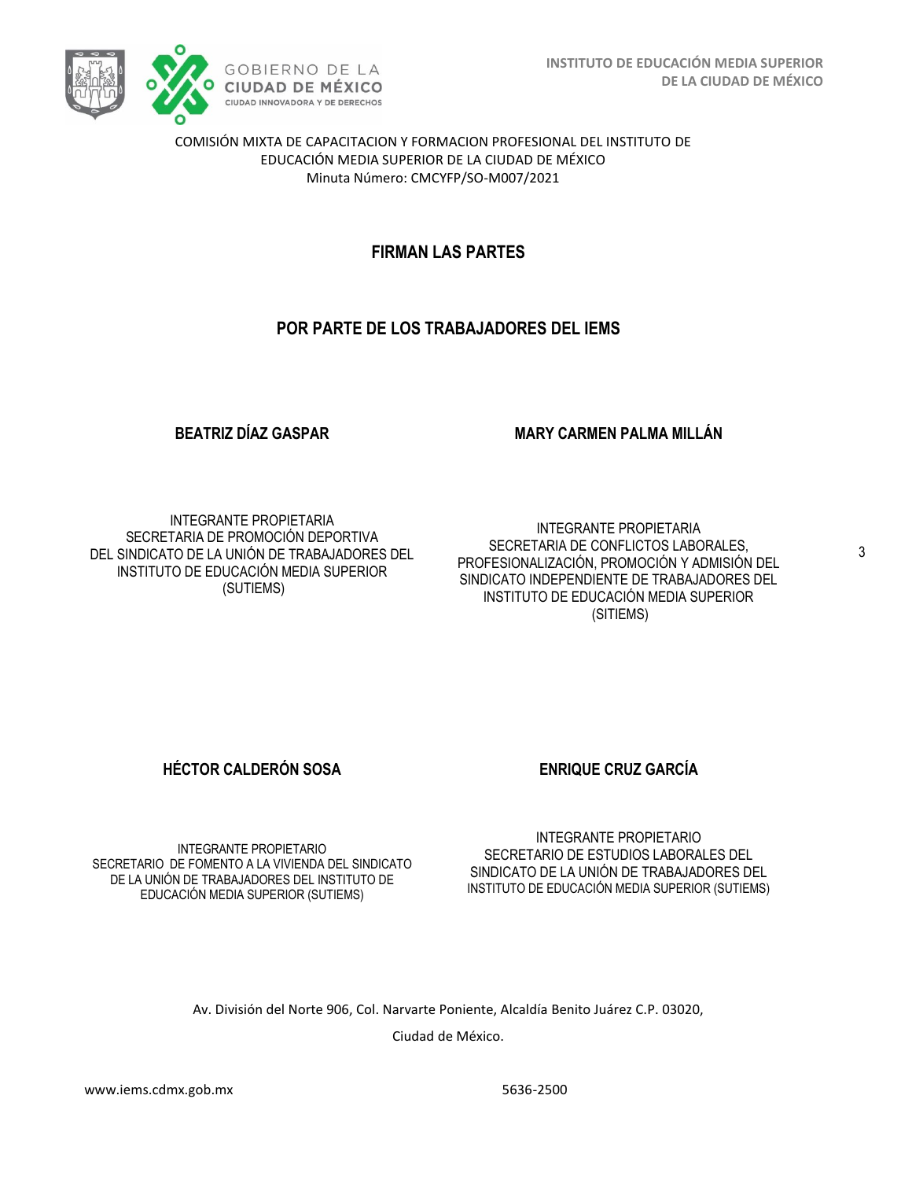COMISIÓN MIXTA DE CAPACITACION Y FORMACION PROFESIONAL DEL INSTITUTO DE EDUCACIÓN MEDIA SUPERIOR DE LA CIUDAD DE MÉXICO
Minuta Número: CMCYFP/SO-M007/2021

## FIRMAN LAS PARTES

## POR PARTE DE LOS TRABAJADORES DEL IEMS

**BEATRIZ DÍAZ GASPAR**

INTEGRANTE PROPIETARIA
SECRETARIA DE PROMOCIÓN DEPORTIVA
DEL SINDICATO DE LA UNIÓN DE TRABAJADORES DEL INSTITUTO DE EDUCACIÓN MEDIA SUPERIOR
(SUTIEMS)

**MARY CARMEN PALMA MILLÁN**

INTEGRANTE PROPIETARIA
SECRETARIA DE CONFLICTOS LABORALES, PROFESIONALIZACIÓN, PROMOCIÓN Y ADMISIÓN DEL SINDICATO INDEPENDIENTE DE TRABAJADORES DEL INSTITUTO DE EDUCACIÓN MEDIA SUPERIOR
(SITIEMS)

**HÉCTOR CALDERÓN SOSA**

INTEGRANTE PROPIETARIO
SECRETARIO DE FOMENTO A LA VIVIENDA DEL SINDICATO DE LA UNIÓN DE TRABAJADORES DEL INSTITUTO DE EDUCACIÓN MEDIA SUPERIOR (SUTIEMS)

**ENRIQUE CRUZ GARCÍA**

INTEGRANTE PROPIETARIO
SECRETARIO DE ESTUDIOS LABORALES DEL SINDICATO DE LA UNIÓN DE TRABAJADORES DEL INSTITUTO DE EDUCACIÓN MEDIA SUPERIOR (SUTIEMS)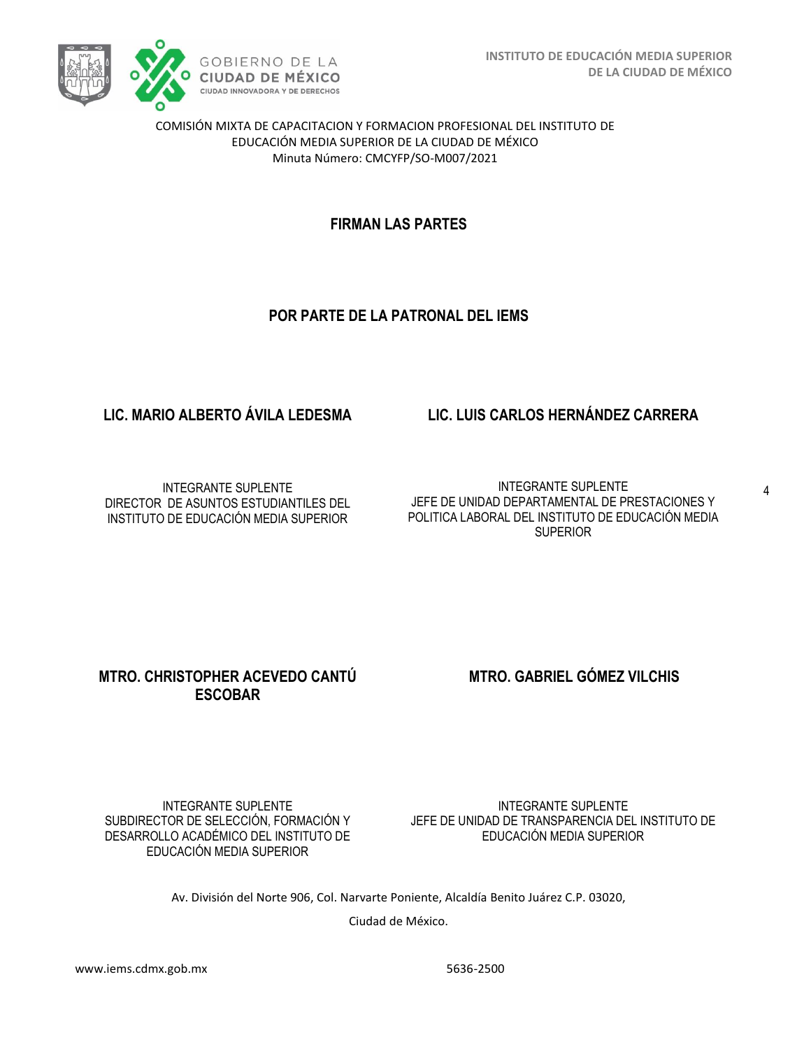COMISIÓN MIXTA DE CAPACITACION Y FORMACION PROFESIONAL DEL INSTITUTO DE EDUCACIÓN MEDIA SUPERIOR DE LA CIUDAD DE MÉXICO
Minuta Número: CMCYFP/SO-M007/2021

## FIRMAN LAS PARTES

## POR PARTE DE LA PATRONAL DEL IEMS

**LIC. MARIO ALBERTO ÁVILA LEDESMA**

INTEGRANTE SUPLENTE
DIRECTOR DE ASUNTOS ESTUDIANTILES DEL INSTITUTO DE EDUCACIÓN MEDIA SUPERIOR

**LIC. LUIS CARLOS HERNÁNDEZ CARRERA**

INTEGRANTE SUPLENTE
JEFE DE UNIDAD DEPARTAMENTAL DE PRESTACIONES Y POLITICA LABORAL DEL INSTITUTO DE EDUCACIÓN MEDIA SUPERIOR

**MTRO. CHRISTOPHER ACEVEDO CANTÚ ESCOBAR**

INTEGRANTE SUPLENTE
SUBDIRECTOR DE SELECCIÓN, FORMACIÓN Y DESARROLLO ACADÉMICO DEL INSTITUTO DE EDUCACIÓN MEDIA SUPERIOR

**MTRO. GABRIEL GÓMEZ VILCHIS**

INTEGRANTE SUPLENTE
JEFE DE UNIDAD DE TRANSPARENCIA DEL INSTITUTO DE EDUCACIÓN MEDIA SUPERIOR